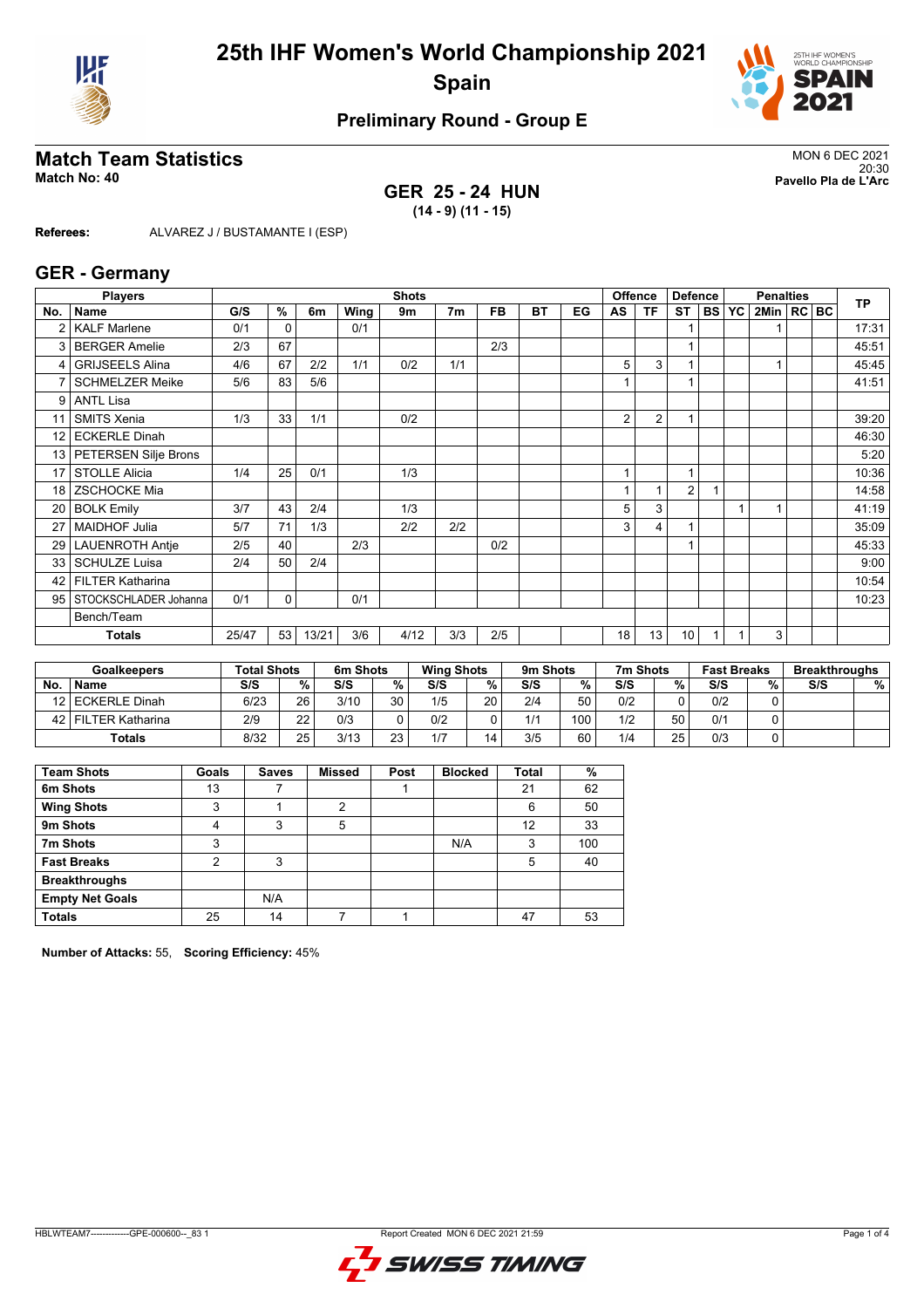# 25th IHF Women's World Championship 2021

## Spain

### Preliminary Round - Group E

## Match Team Statistics

**Match No: 40**

MON 6 DEC 2021
20:30
**Pavello Pla de L'Arc**

### GER 25 - 24 HUN

**(14 - 9) (11 - 15)**

**Referees:** ALVAREZ J / BUSTAMANTE I (ESP)

## GER - Germany

| No. | Name | G/S | % | 6m | Wing | 9m | 7m | FB | BT | EG | AS | TF | ST | BS | YC | 2Min | RC | BC | TP |
|---|---|---|---|---|---|---|---|---|---|---|---|---|---|---|---|---|---|---|---|
| 2 | KALF Marlene | 0/1 | 0 | | 0/1 | | | | | | | | 1 | | | 1 | | | 17:31 |
| 3 | BERGER Amelie | 2/3 | 67 | | | | | 2/3 | | | | | 1 | | | | | | 45:51 |
| 4 | GRIJSEELS Alina | 4/6 | 67 | 2/2 | 1/1 | 0/2 | 1/1 | | | | 5 | 3 | 1 | | | 1 | | | 45:45 |
| 7 | SCHMELZER Meike | 5/6 | 83 | 5/6 | | | | | | | 1 | | 1 | | | | | | 41:51 |
| 9 | ANTL Lisa | | | | | | | | | | | | | | | | | | |
| 11 | SMITS Xenia | 1/3 | 33 | 1/1 | | 0/2 | | | | | 2 | 2 | 1 | | | | | | 39:20 |
| 12 | ECKERLE Dinah | | | | | | | | | | | | | | | | | | 46:30 |
| 13 | PETERSEN Silje Brons | | | | | | | | | | | | | | | | | | 5:20 |
| 17 | STOLLE Alicia | 1/4 | 25 | 0/1 | | 1/3 | | | | | 1 | | 1 | | | | | | 10:36 |
| 18 | ZSCHOCKE Mia | | | | | | | | | | 1 | 1 | 2 | 1 | | | | | 14:58 |
| 20 | BOLK Emily | 3/7 | 43 | 2/4 | | 1/3 | | | | | 5 | 3 | | | 1 | 1 | | | 41:19 |
| 27 | MAIDHOF Julia | 5/7 | 71 | 1/3 | | 2/2 | 2/2 | | | | 3 | 4 | 1 | | | | | | 35:09 |
| 29 | LAUENROTH Antje | 2/5 | 40 | | 2/3 | | | 0/2 | | | | | 1 | | | | | | 45:33 |
| 33 | SCHULZE Luisa | 2/4 | 50 | 2/4 | | | | | | | | | | | | | | | 9:00 |
| 42 | FILTER Katharina | | | | | | | | | | | | | | | | | | 10:54 |
| 95 | STOCKSCHLADER Johanna | 0/1 | 0 | | 0/1 | | | | | | | | | | | | | | 10:23 |
| | Bench/Team | | | | | | | | | | | | | | | | | | |
| | **Totals** | 25/47 | 53 | 13/21 | 3/6 | 4/12 | 3/3 | 2/5 | | | 18 | 13 | 10 | 1 | 1 | 3 | | | |

| No. | Goalkeepers Name | Total Shots S/S | % | 6m Shots S/S | % | Wing Shots S/S | % | 9m Shots S/S | % | 7m Shots S/S | % | Fast Breaks S/S | % | Breakthroughs S/S | % |
|---|---|---|---|---|---|---|---|---|---|---|---|---|---|---|---|
| 12 | ECKERLE Dinah | 6/23 | 26 | 3/10 | 30 | 1/5 | 20 | 2/4 | 50 | 0/2 | 0 | 0/2 | 0 | | |
| 42 | FILTER Katharina | 2/9 | 22 | 0/3 | 0 | 0/2 | 0 | 1/1 | 100 | 1/2 | 50 | 0/1 | 0 | | |
| | **Totals** | 8/32 | 25 | 3/13 | 23 | 1/7 | 14 | 3/5 | 60 | 1/4 | 25 | 0/3 | 0 | | |

| Team Shots | Goals | Saves | Missed | Post | Blocked | Total | % |
|---|---|---|---|---|---|---|---|
| **6m Shots** | 13 | 7 | | 1 | | 21 | 62 |
| **Wing Shots** | 3 | 1 | 2 | | | 6 | 50 |
| **9m Shots** | 4 | 3 | 5 | | | 12 | 33 |
| **7m Shots** | 3 | | | | N/A | 3 | 100 |
| **Fast Breaks** | 2 | 3 | | | | 5 | 40 |
| **Breakthroughs** | | | | | | | |
| **Empty Net Goals** | | N/A | | | | | |
| **Totals** | 25 | 14 | 7 | 1 | | 47 | 53 |

**Number of Attacks:** 55, **Scoring Efficiency:** 45%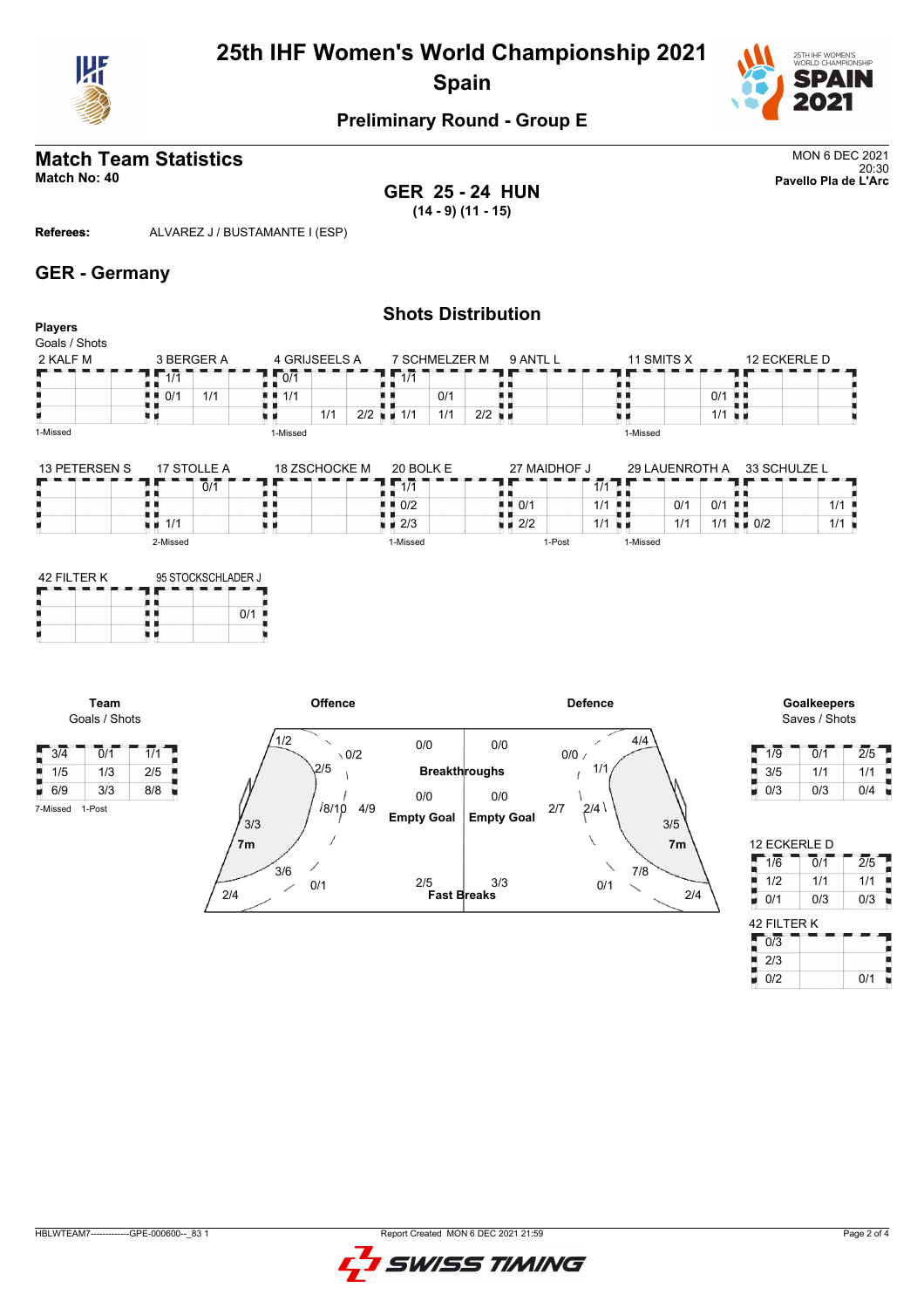# 25th IHF Women's World Championship 2021
## Spain

### Preliminary Round - Group E

## Match Team Statistics

**Match No: 40**

MON 6 DEC 2021
20:30
**Pavello Pla de L'Arc**

**GER 25 - 24 HUN**
**(14 - 9) (11 - 15)**

**Referees:** ALVAREZ J / BUSTAMANTE I (ESP)

## GER - Germany

### Shots Distribution

**Players**
Goals / Shots

**2 KALF M**

| | | |
|---|---|---|
| | | |
| | | |
| | | |

1-Missed

**3 BERGER A**

| | | |
|---|---|---|
| 1/1 | | |
| 0/1 | 1/1 | |
| | | |

**4 GRIJSEELS A**

| | | |
|---|---|---|
| 0/1 | | |
| 1/1 | | |
| | 1/1 | 2/2 |

1-Missed

**7 SCHMELZER M**

| | | |
|---|---|---|
| 1/1 | | |
| | 0/1 | |
| 1/1 | 1/1 | 2/2 |

**9 ANTL L**

| | | |
|---|---|---|
| | | |
| | | |
| | | |

**11 SMITS X**

| | | |
|---|---|---|
| | | |
| | | 0/1 |
| | | 1/1 |

1-Missed

**12 ECKERLE D**

| | | |
|---|---|---|
| | | |
| | | |
| | | |

**13 PETERSEN S**

| | | |
|---|---|---|
| | | |
| | | |
| | | |

**17 STOLLE A**

| | | |
|---|---|---|
| | 0/1 | |
| | | |
| 1/1 | | |

2-Missed

**18 ZSCHOCKE M**

| | | |
|---|---|---|
| | | |
| | | |
| | | |

**20 BOLK E**

| | | |
|---|---|---|
| 1/1 | | |
| 0/2 | | |
| 2/3 | | |

1-Missed

**27 MAIDHOF J**

| | | |
|---|---|---|
| | | 1/1 |
| 0/1 | | 1/1 |
| 2/2 | | 1/1 |

1-Post

**29 LAUENROTH A**

| | | |
|---|---|---|
| | | |
| | 0/1 | 0/1 |
| | 1/1 | 1/1 |

1-Missed

**33 SCHULZE L**

| | | |
|---|---|---|
| | | |
| | | 1/1 |
| 0/2 | | 1/1 |

**42 FILTER K**

| | | |
|---|---|---|
| | | |
| | | |
| | | |

**95 STOCKSCHLADER J**

| | | |
|---|---|---|
| | | |
| | | 0/1 |
| | | |

**Team**
Goals / Shots

| | | |
|---|---|---|
| 3/4 | 0/1 | 1/1 |
| 1/5 | 1/3 | 2/5 |
| 6/9 | 3/3 | 8/8 |

7-Missed 1-Post

**Offence**

| Zone | Goals / Shots |
|---|---|
| Left wing (top) | 1/2 |
| Left 9m | 0/2 |
| Left back | 2/5 |
| Centre 9m | 8/10 |
| Centre back | 4/9 |
| Left wing 6m | 3/3 |
| 7m | 3/6 |
| Left wing (bottom) | 2/4 |
| 7m (inner) | 0/1 |
| Breakthroughs | 0/0 |
| Empty Goal | 0/0 |
| Fast Breaks | 2/5 |

**Defence**

| Zone | Goals / Shots |
|---|---|
| Breakthroughs | 0/0 |
| Empty Goal | 0/0 |
| Fast Breaks | 3/3 |
| Right 9m | 0/0 |
| Right wing (top) | 4/4 |
| Right back | 1/1 |
| Centre back | 2/7 |
| Centre 9m | 2/4 |
| Right wing 6m | 3/5 |
| 7m | 7/8 |
| 7m (inner) | 0/1 |
| Right wing (bottom) | 2/4 |

**Goalkeepers**
Saves / Shots

| | | |
|---|---|---|
| 1/9 | 0/1 | 2/5 |
| 3/5 | 1/1 | 1/1 |
| 0/3 | 0/3 | 0/4 |

**12 ECKERLE D**

| | | |
|---|---|---|
| 1/6 | 0/1 | 2/5 |
| 1/2 | 1/1 | 1/1 |
| 0/1 | 0/3 | 0/3 |

**42 FILTER K**

| | | |
|---|---|---|
| 0/3 | | |
| 2/3 | | |
| 0/2 | | 0/1 |

HBLWTEAM7-------------GPE-000600--_83 1 Report Created MON 6 DEC 2021 21:59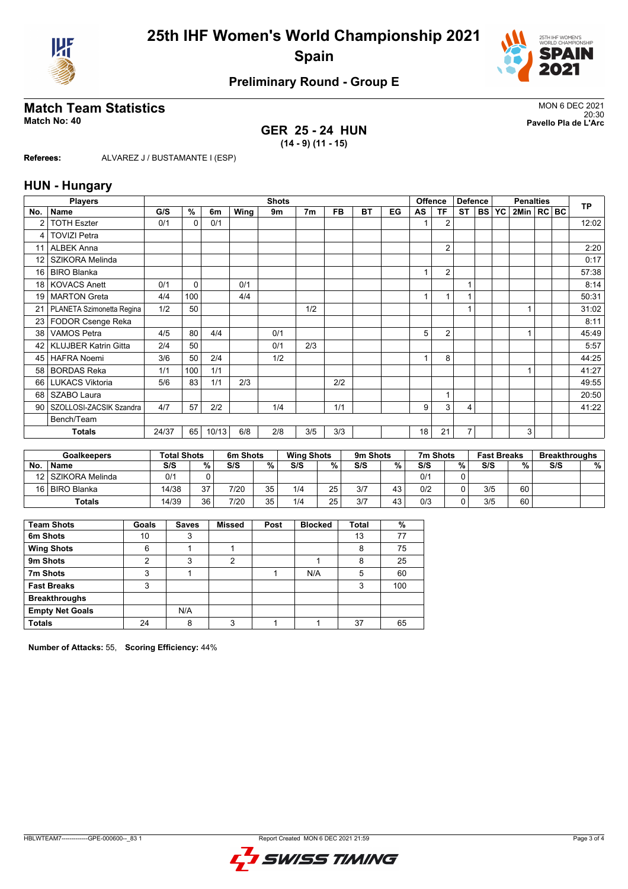# 25th IHF Women's World Championship 2021

## Spain

### Preliminary Round - Group E

## Match Team Statistics

**Match No: 40**

MON 6 DEC 2021
20:30
**Pavello Pla de L'Arc**

### GER 25 - 24 HUN

**(14 - 9) (11 - 15)**

**Referees:** ALVAREZ J / BUSTAMANTE I (ESP)

## HUN - Hungary

| Players | | Shots | | | | | | | | | | Offence | | Defence | | | Penalties | | | TP |
|---|---|---|---|---|---|---|---|---|---|---|---|---|---|---|---|---|---|---|---|---|
| No. | Name | G/S | % | 6m | Wing | 9m | 7m | FB | BT | EG | AS | TF | ST | BS | YC | 2Min | RC | BC | |
| 2 | TOTH Eszter | 0/1 | 0 | 0/1 | | | | | | | 1 | 2 | | | | | | | 12:02 |
| 4 | TOVIZI Petra | | | | | | | | | | | | | | | | | | |
| 11 | ALBEK Anna | | | | | | | | | | | 2 | | | | | | | 2:20 |
| 12 | SZIKORA Melinda | | | | | | | | | | | | | | | | | | 0:17 |
| 16 | BIRO Blanka | | | | | | | | | | 1 | 2 | | | | | | | 57:38 |
| 18 | KOVACS Anett | 0/1 | 0 | | 0/1 | | | | | | | | 1 | | | | | | 8:14 |
| 19 | MARTON Greta | 4/4 | 100 | | 4/4 | | | | | | 1 | 1 | 1 | | | | | | 50:31 |
| 21 | PLANETA Szimonetta Regina | 1/2 | 50 | | | | 1/2 | | | | | | 1 | | | 1 | | | 31:02 |
| 23 | FODOR Csenge Reka | | | | | | | | | | | | | | | | | | 8:11 |
| 38 | VAMOS Petra | 4/5 | 80 | 4/4 | | 0/1 | | | | | 5 | 2 | | | | 1 | | | 45:49 |
| 42 | KLUJBER Katrin Gitta | 2/4 | 50 | | | 0/1 | 2/3 | | | | | | | | | | | | 5:57 |
| 45 | HAFRA Noemi | 3/6 | 50 | 2/4 | | 1/2 | | | | | 1 | 8 | | | | | | | 44:25 |
| 58 | BORDAS Reka | 1/1 | 100 | 1/1 | | | | | | | | | | | | 1 | | | 41:27 |
| 66 | LUKACS Viktoria | 5/6 | 83 | 1/1 | 2/3 | | | 2/2 | | | | | | | | | | | 49:55 |
| 68 | SZABO Laura | | | | | | | | | | | 1 | | | | | | | 20:50 |
| 90 | SZOLLOSI-ZACSIK Szandra | 4/7 | 57 | 2/2 | | 1/4 | | 1/1 | | | 9 | 3 | 4 | | | | | | 41:22 |
| | Bench/Team | | | | | | | | | | | | | | | | | | |
| | **Totals** | 24/37 | 65 | 10/13 | 6/8 | 2/8 | 3/5 | 3/3 | | | 18 | 21 | 7 | | | 3 | | | |

| Goalkeepers | | Total Shots | | 6m Shots | | Wing Shots | | 9m Shots | | 7m Shots | | Fast Breaks | | Breakthroughs | |
|---|---|---|---|---|---|---|---|---|---|---|---|---|---|---|---|
| No. | Name | S/S | % | S/S | % | S/S | % | S/S | % | S/S | % | S/S | % | S/S | % |
| 12 | SZIKORA Melinda | 0/1 | 0 | | | | | | | 0/1 | 0 | | | | |
| 16 | BIRO Blanka | 14/38 | 37 | 7/20 | 35 | 1/4 | 25 | 3/7 | 43 | 0/2 | 0 | 3/5 | 60 | | |
| | **Totals** | 14/39 | 36 | 7/20 | 35 | 1/4 | 25 | 3/7 | 43 | 0/3 | 0 | 3/5 | 60 | | |

| Team Shots | Goals | Saves | Missed | Post | Blocked | Total | % |
|---|---|---|---|---|---|---|---|
| **6m Shots** | 10 | 3 | | | | 13 | 77 |
| **Wing Shots** | 6 | 1 | 1 | | | 8 | 75 |
| **9m Shots** | 2 | 3 | 2 | | 1 | 8 | 25 |
| **7m Shots** | 3 | 1 | | 1 | N/A | 5 | 60 |
| **Fast Breaks** | 3 | | | | | 3 | 100 |
| **Breakthroughs** | | | | | | | |
| **Empty Net Goals** | | N/A | | | | | |
| **Totals** | 24 | 8 | 3 | 1 | 1 | 37 | 65 |

**Number of Attacks:** 55, **Scoring Efficiency:** 44%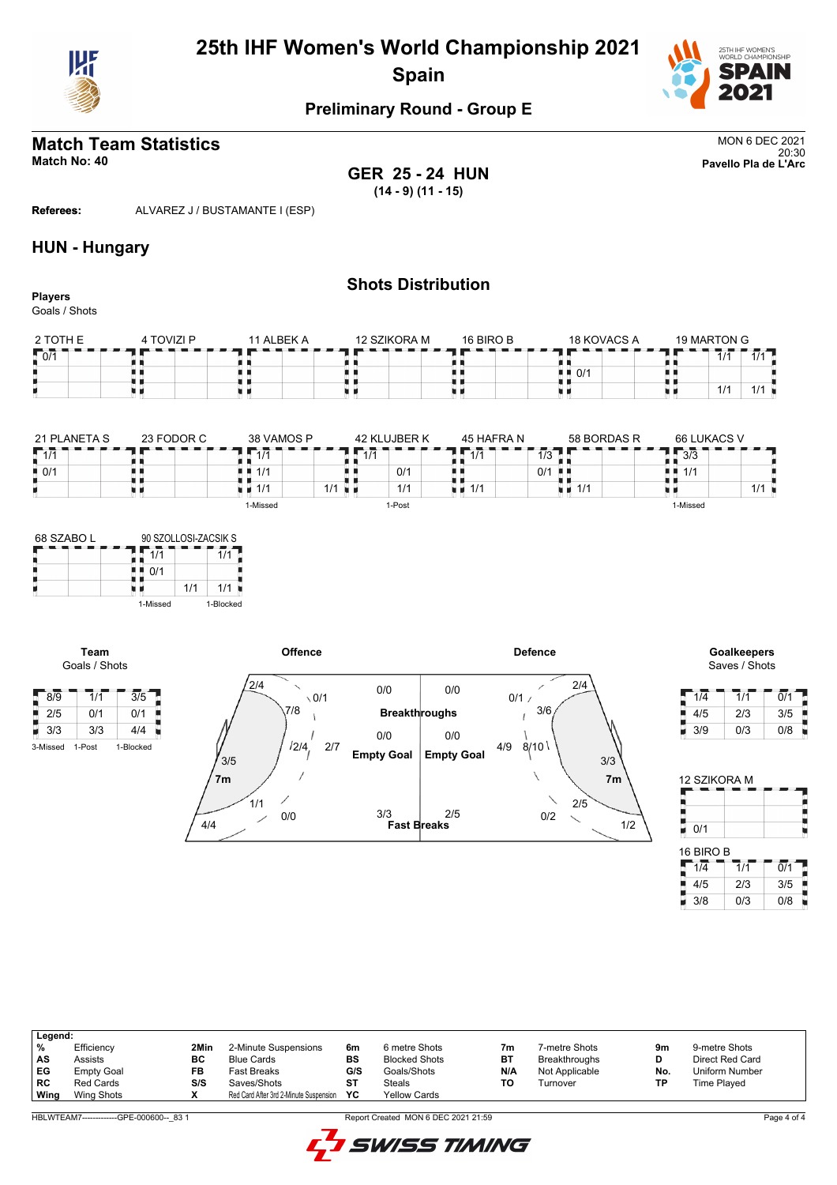# 25th IHF Women's World Championship 2021
## Spain

### Preliminary Round - Group E

## Match Team Statistics

**Match No: 40**

MON 6 DEC 2021
20:30
**Pavello Pla de L'Arc**

**GER 25 - 24 HUN**
**(14 - 9) (11 - 15)**

**Referees:** ALVAREZ J / BUSTAMANTE I (ESP)

## HUN - Hungary

### Shots Distribution

**Players**
Goals / Shots

2 TOTH E
| | | |
|---|---|---|
| 0/1 | | |
| | | |
| | | |

4 TOVIZI P

11 ALBEK A

12 SZIKORA M

16 BIRO B

18 KOVACS A
| | | |
|---|---|---|
| | | |
| 0/1 | | |
| | | |

19 MARTON G
| | | |
|---|---|---|
| | 1/1 | 1/1 |
| | | |
| | 1/1 | 1/1 |

21 PLANETA S
| | | |
|---|---|---|
| 1/1 | | |
| 0/1 | | |
| | | |

23 FODOR C

38 VAMOS P
| | | |
|---|---|---|
| 1/1 | | |
| 1/1 | | |
| 1/1 | | 1/1 |

1-Missed

42 KLUJBER K
| | | |
|---|---|---|
| 1/1 | | |
| | 0/1 | |
| | 1/1 | |

1-Post

45 HAFRA N
| | | |
|---|---|---|
| 1/1 | | 1/3 |
| | | 0/1 |
| 1/1 | | |

58 BORDAS R
| | | |
|---|---|---|
| | | |
| | | |
| 1/1 | | |

66 LUKACS V
| | | |
|---|---|---|
| 3/3 | | |
| 1/1 | | |
| | | 1/1 |

1-Missed

68 SZABO L

90 SZOLLOSI-ZACSIK S
| | | |
|---|---|---|
| 1/1 | | 1/1 |
| 0/1 | | |
| | 1/1 | 1/1 |

1-Missed 1-Blocked

**Team**
Goals / Shots

| | | |
|---|---|---|
| 8/9 | 1/1 | 3/5 |
| 2/5 | 0/1 | 0/1 |
| 3/3 | 3/3 | 4/4 |

3-Missed 1-Post 1-Blocked

**Offence**

2/4
0/1
7/8
2/4
2/7
3/5
7m
1/1
0/0
4/4

| | |
|---|---|
| 0/0 | 0/0 |
| **Breakthroughs** | |
| 0/0 | 0/0 |
| **Empty Goal** | **Empty Goal** |
| 3/3 | 2/5 |
| **Fast Breaks** | |

**Defence**

0/1
2/4
3/6
4/9
8/10
3/3
7m
2/5
0/2
1/2

**Goalkeepers**
Saves / Shots

| | | |
|---|---|---|
| 1/4 | 1/1 | 0/1 |
| 4/5 | 2/3 | 3/5 |
| 3/9 | 0/3 | 0/8 |

12 SZIKORA M
| | | |
|---|---|---|
| | | |
| | | |
| 0/1 | | |

16 BIRO B
| | | |
|---|---|---|
| 1/4 | 1/1 | 0/1 |
| 4/5 | 2/3 | 3/5 |
| 3/8 | 0/3 | 0/8 |

| Legend: | | | | | | | | | |
|---|---|---|---|---|---|---|---|---|---|
| % | Efficiency | 2Min | 2-Minute Suspensions | 6m | 6 metre Shots | 7m | 7-metre Shots | 9m | 9-metre Shots |
| AS | Assists | BC | Blue Cards | BS | Blocked Shots | BT | Breakthroughs | D | Direct Red Card |
| EG | Empty Goal | FB | Fast Breaks | G/S | Goals/Shots | N/A | Not Applicable | No. | Uniform Number |
| RC | Red Cards | S/S | Saves/Shots | ST | Steals | TO | Turnover | TP | Time Played |
| Wing | Wing Shots | X | Red Card After 3rd 2-Minute Suspension | YC | Yellow Cards | | | | |

HBLWTEAM7--------------GPE-000600--_83 1 Report Created MON 6 DEC 2021 21:59